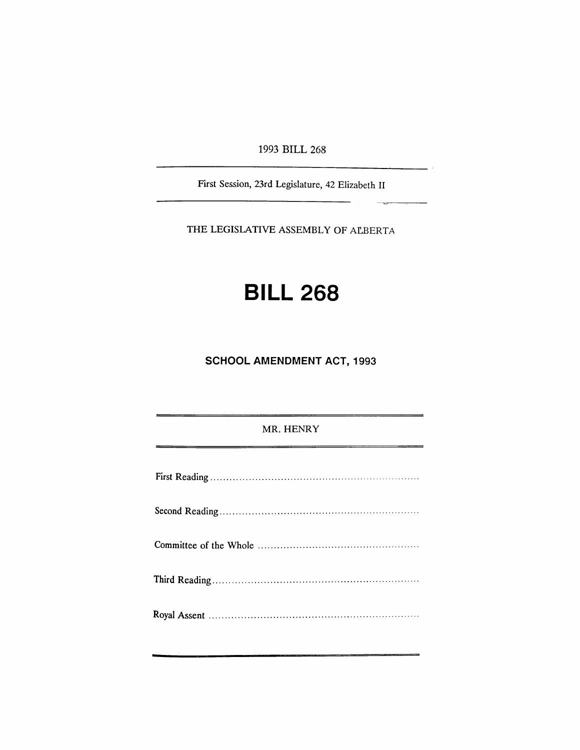1993 BILL 268

First Session, 23rd Legislature, 42 Elizabeth II

THE LEGISLATIVE ASSEMBLY OF ALBERTA

# BILL 268

## SCHOOL AMENDMENT ACT, 1993

MR. HENRY

First Reading ....................................................................

Second Reading ....................................................................

Committee of the Whole ....................................................................

Third Reading ....................................................................

Royal Assent ....................................................................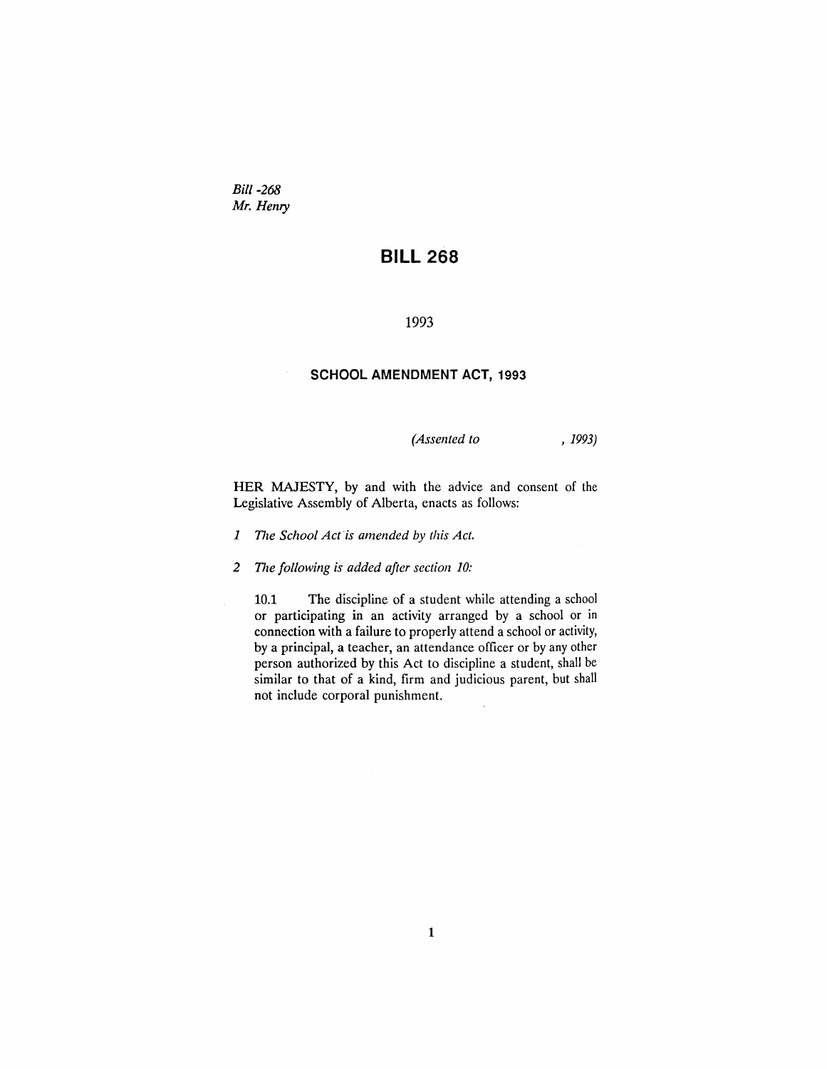*Bill -268*
*Mr. Henry*

# BILL 268

1993

## SCHOOL AMENDMENT ACT, 1993

*(Assented to , 1993)*

HER MAJESTY, by and with the advice and consent of the Legislative Assembly of Alberta, enacts as follows:

*1 The School Act is amended by this Act.*

*2 The following is added after section 10:*

10.1 The discipline of a student while attending a school or participating in an activity arranged by a school or in connection with a failure to properly attend a school or activity, by a principal, a teacher, an attendance officer or by any other person authorized by this Act to discipline a student, shall be similar to that of a kind, firm and judicious parent, but shall not include corporal punishment.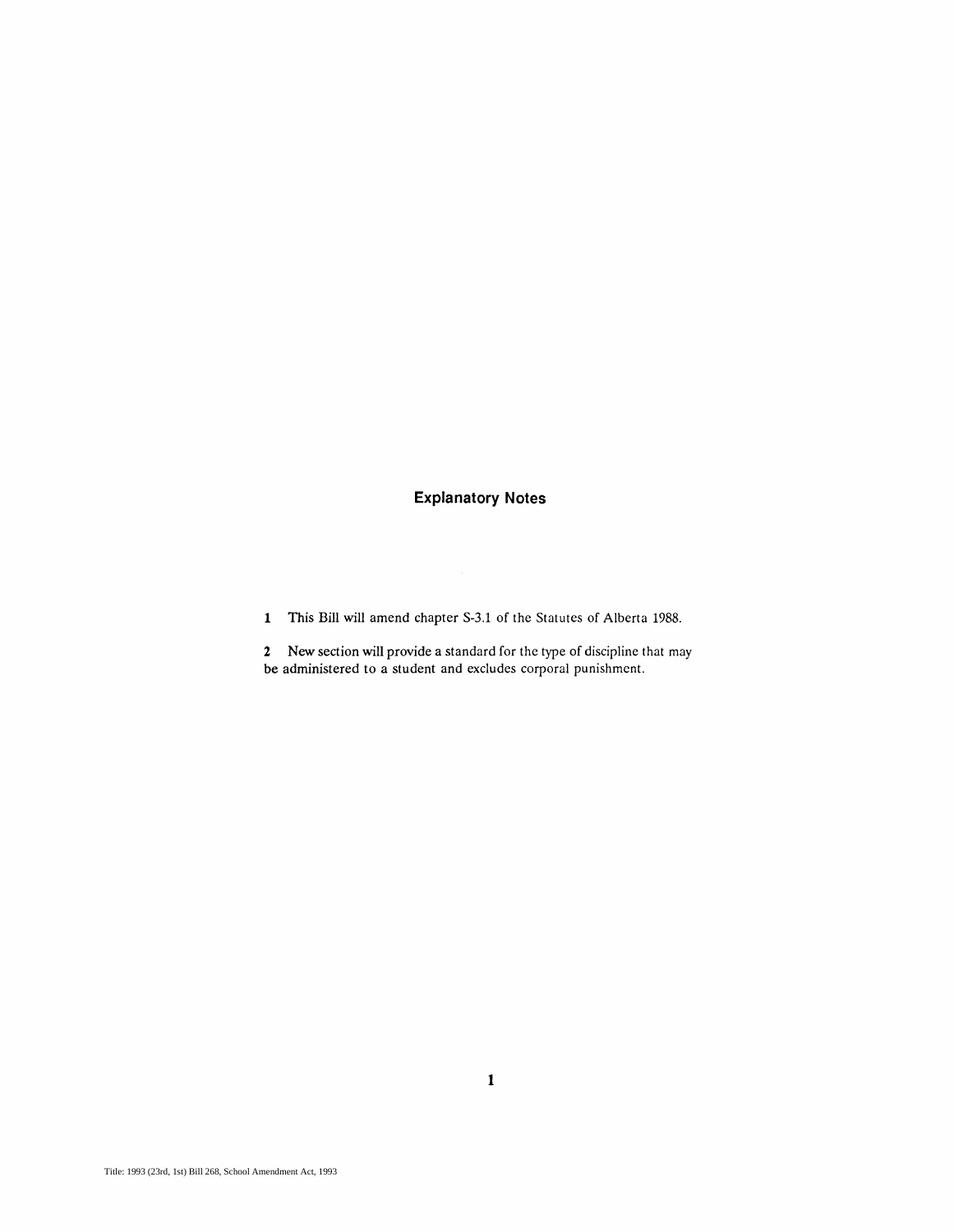## Explanatory Notes

**1** This Bill will amend chapter S-3.1 of the Statutes of Alberta 1988.

**2** New section will provide a standard for the type of discipline that may be administered to a student and excludes corporal punishment.